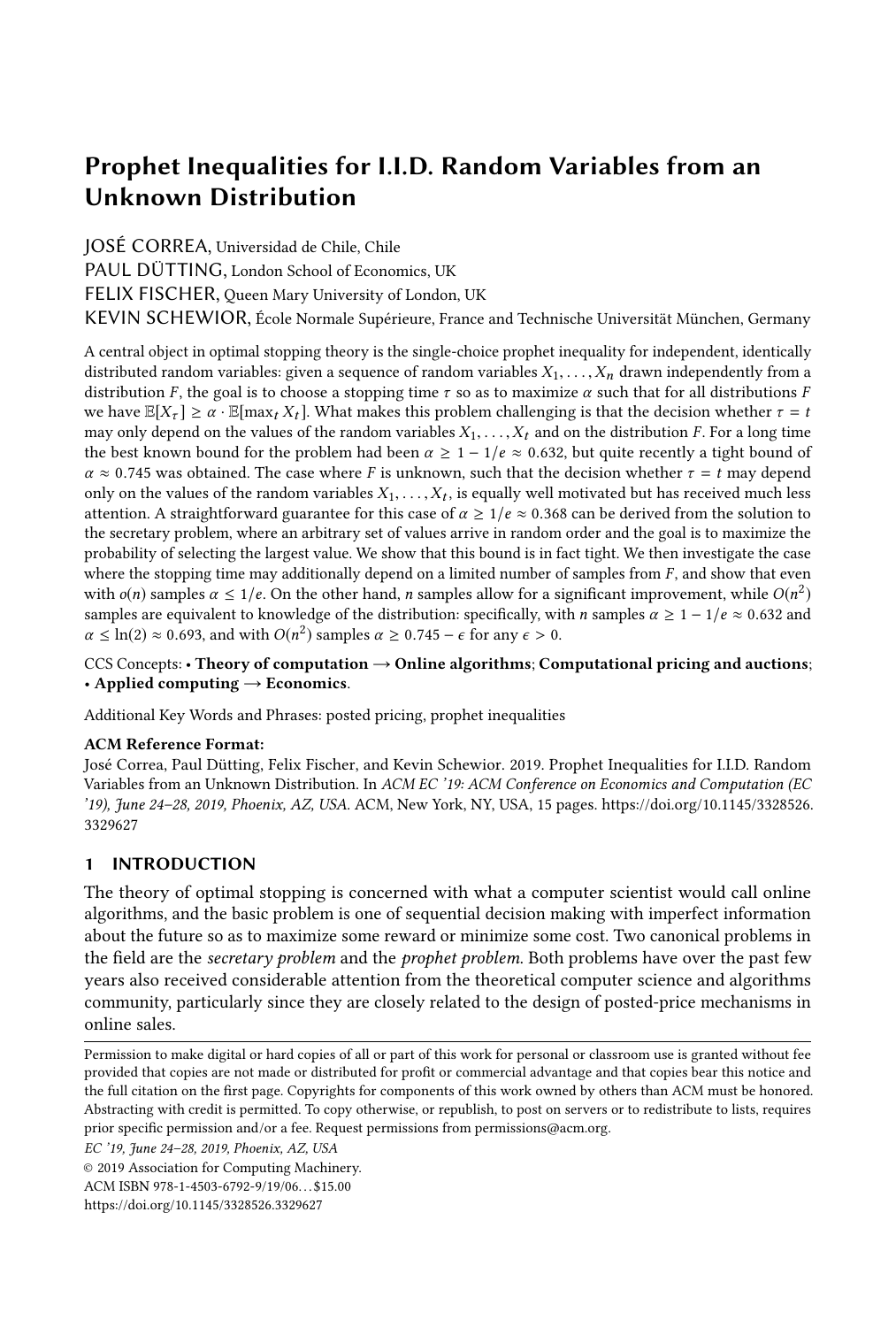# Prophet Inequalities for I.I.D. Random Variables from an Unknown Distribution

JOSÉ CORREA, Universidad de Chile, Chile
PAUL DÜTTING, London School of Economics, UK
FELIX FISCHER, Queen Mary University of London, UK
KEVIN SCHEWIOR, École Normale Supérieure, France and Technische Universität München, Germany

A central object in optimal stopping theory is the single-choice prophet inequality for independent, identically distributed random variables: given a sequence of random variables $X_1, \ldots, X_n$ drawn independently from a distribution $F$, the goal is to choose a stopping time $\tau$ so as to maximize $\alpha$ such that for all distributions $F$ we have $\mathbb{E}[X_\tau] \geq \alpha \cdot \mathbb{E}[\max_t X_t]$. What makes this problem challenging is that the decision whether $\tau = t$ may only depend on the values of the random variables $X_1, \ldots, X_t$ and on the distribution $F$. For a long time the best known bound for the problem had been $\alpha \geq 1 - 1/e \approx 0.632$, but quite recently a tight bound of $\alpha \approx 0.745$ was obtained. The case where $F$ is unknown, such that the decision whether $\tau = t$ may depend only on the values of the random variables $X_1, \ldots, X_t$, is equally well motivated but has received much less attention. A straightforward guarantee for this case of $\alpha \geq 1/e \approx 0.368$ can be derived from the solution to the secretary problem, where an arbitrary set of values arrive in random order and the goal is to maximize the probability of selecting the largest value. We show that this bound is in fact tight. We then investigate the case where the stopping time may additionally depend on a limited number of samples from $F$, and show that even with $o(n)$ samples $\alpha \leq 1/e$. On the other hand, $n$ samples allow for a significant improvement, while $O(n^2)$ samples are equivalent to knowledge of the distribution: specifically, with $n$ samples $\alpha \geq 1 - 1/e \approx 0.632$ and $\alpha \leq \ln(2) \approx 0.693$, and with $O(n^2)$ samples $\alpha \geq 0.745 - \epsilon$ for any $\epsilon > 0$.

CCS Concepts: • **Theory of computation** → **Online algorithms**; **Computational pricing and auctions**; • **Applied computing** → **Economics**.

Additional Key Words and Phrases: posted pricing, prophet inequalities

**ACM Reference Format:**
José Correa, Paul Dütting, Felix Fischer, and Kevin Schewior. 2019. Prophet Inequalities for I.I.D. Random Variables from an Unknown Distribution. In *ACM EC '19: ACM Conference on Economics and Computation (EC '19), June 24–28, 2019, Phoenix, AZ, USA.* ACM, New York, NY, USA, 15 pages. https://doi.org/10.1145/3328526.3329627

## 1 INTRODUCTION

The theory of optimal stopping is concerned with what a computer scientist would call online algorithms, and the basic problem is one of sequential decision making with imperfect information about the future so as to maximize some reward or minimize some cost. Two canonical problems in the field are the *secretary problem* and the *prophet problem*. Both problems have over the past few years also received considerable attention from the theoretical computer science and algorithms community, particularly since they are closely related to the design of posted-price mechanisms in online sales.

Permission to make digital or hard copies of all or part of this work for personal or classroom use is granted without fee provided that copies are not made or distributed for profit or commercial advantage and that copies bear this notice and the full citation on the first page. Copyrights for components of this work owned by others than ACM must be honored. Abstracting with credit is permitted. To copy otherwise, or republish, to post on servers or to redistribute to lists, requires prior specific permission and/or a fee. Request permissions from permissions@acm.org.

*EC '19, June 24–28, 2019, Phoenix, AZ, USA*
© 2019 Association for Computing Machinery.
ACM ISBN 978-1-4503-6792-9/19/06…$15.00
https://doi.org/10.1145/3328526.3329627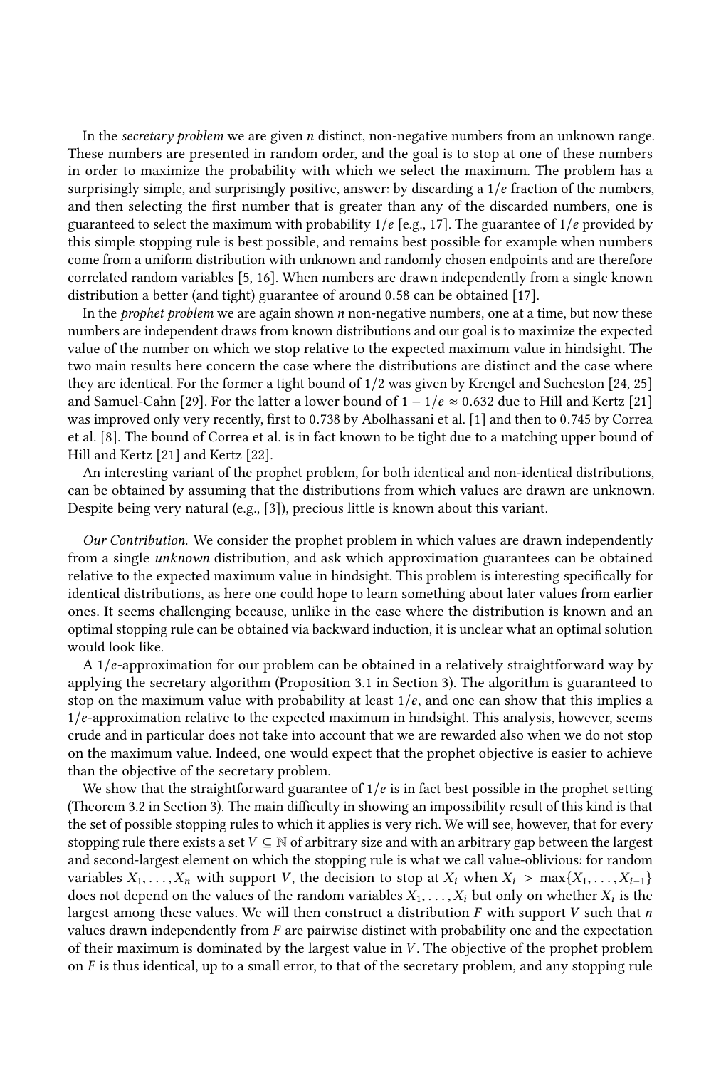In the *secretary problem* we are given $n$ distinct, non-negative numbers from an unknown range. These numbers are presented in random order, and the goal is to stop at one of these numbers in order to maximize the probability with which we select the maximum. The problem has a surprisingly simple, and surprisingly positive, answer: by discarding a $1/e$ fraction of the numbers, and then selecting the first number that is greater than any of the discarded numbers, one is guaranteed to select the maximum with probability $1/e$ [e.g., 17]. The guarantee of $1/e$ provided by this simple stopping rule is best possible, and remains best possible for example when numbers come from a uniform distribution with unknown and randomly chosen endpoints and are therefore correlated random variables [5, 16]. When numbers are drawn independently from a single known distribution a better (and tight) guarantee of around 0.58 can be obtained [17].

In the *prophet problem* we are again shown $n$ non-negative numbers, one at a time, but now these numbers are independent draws from known distributions and our goal is to maximize the expected value of the number on which we stop relative to the expected maximum value in hindsight. The two main results here concern the case where the distributions are distinct and the case where they are identical. For the former a tight bound of $1/2$ was given by Krengel and Sucheston [24, 25] and Samuel-Cahn [29]. For the latter a lower bound of $1 - 1/e \approx 0.632$ due to Hill and Kertz [21] was improved only very recently, first to 0.738 by Abolhassani et al. [1] and then to 0.745 by Correa et al. [8]. The bound of Correa et al. is in fact known to be tight due to a matching upper bound of Hill and Kertz [21] and Kertz [22].

An interesting variant of the prophet problem, for both identical and non-identical distributions, can be obtained by assuming that the distributions from which values are drawn are unknown. Despite being very natural (e.g., [3]), precious little is known about this variant.

*Our Contribution.* We consider the prophet problem in which values are drawn independently from a single *unknown* distribution, and ask which approximation guarantees can be obtained relative to the expected maximum value in hindsight. This problem is interesting specifically for identical distributions, as here one could hope to learn something about later values from earlier ones. It seems challenging because, unlike in the case where the distribution is known and an optimal stopping rule can be obtained via backward induction, it is unclear what an optimal solution would look like.

A $1/e$-approximation for our problem can be obtained in a relatively straightforward way by applying the secretary algorithm (Proposition 3.1 in Section 3). The algorithm is guaranteed to stop on the maximum value with probability at least $1/e$, and one can show that this implies a $1/e$-approximation relative to the expected maximum in hindsight. This analysis, however, seems crude and in particular does not take into account that we are rewarded also when we do not stop on the maximum value. Indeed, one would expect that the prophet objective is easier to achieve than the objective of the secretary problem.

We show that the straightforward guarantee of $1/e$ is in fact best possible in the prophet setting (Theorem 3.2 in Section 3). The main difficulty in showing an impossibility result of this kind is that the set of possible stopping rules to which it applies is very rich. We will see, however, that for every stopping rule there exists a set $V \subseteq \mathbb{N}$ of arbitrary size and with an arbitrary gap between the largest and second-largest element on which the stopping rule is what we call value-oblivious: for random variables $X_1, \dots, X_n$ with support $V$, the decision to stop at $X_i$ when $X_i > \max\{X_1, \dots, X_{i-1}\}$ does not depend on the values of the random variables $X_1, \dots, X_i$ but only on whether $X_i$ is the largest among these values. We will then construct a distribution $F$ with support $V$ such that $n$ values drawn independently from $F$ are pairwise distinct with probability one and the expectation of their maximum is dominated by the largest value in $V$. The objective of the prophet problem on $F$ is thus identical, up to a small error, to that of the secretary problem, and any stopping rule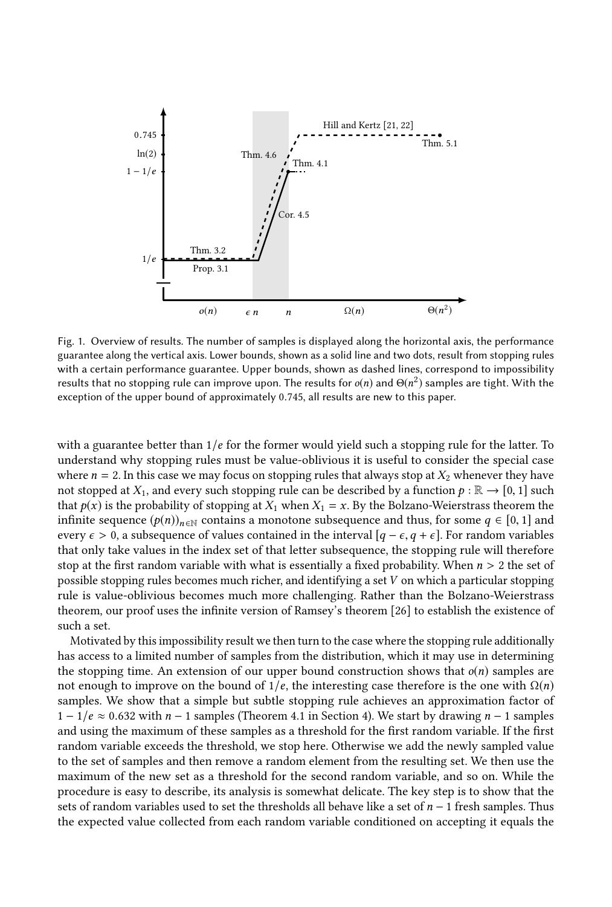Fig. 1. Overview of results. The number of samples is displayed along the horizontal axis, the performance guarantee along the vertical axis. Lower bounds, shown as a solid line and two dots, result from stopping rules with a certain performance guarantee. Upper bounds, shown as dashed lines, correspond to impossibility results that no stopping rule can improve upon. The results for $o(n)$ and $\Theta(n^2)$ samples are tight. With the exception of the upper bound of approximately 0.745, all results are new to this paper.

with a guarantee better than $1/e$ for the former would yield such a stopping rule for the latter. To understand why stopping rules must be value-oblivious it is useful to consider the special case where $n = 2$. In this case we may focus on stopping rules that always stop at $X_2$ whenever they have not stopped at $X_1$, and every such stopping rule can be described by a function $p : \mathbb{R} \to [0, 1]$ such that $p(x)$ is the probability of stopping at $X_1$ when $X_1 = x$. By the Bolzano-Weierstrass theorem the infinite sequence $(p(n))_{n \in \mathbb{N}}$ contains a monotone subsequence and thus, for some $q \in [0, 1]$ and every $\epsilon > 0$, a subsequence of values contained in the interval $[q - \epsilon, q + \epsilon]$. For random variables that only take values in the index set of that letter subsequence, the stopping rule will therefore stop at the first random variable with what is essentially a fixed probability. When $n > 2$ the set of possible stopping rules becomes much richer, and identifying a set $V$ on which a particular stopping rule is value-oblivious becomes much more challenging. Rather than the Bolzano-Weierstrass theorem, our proof uses the infinite version of Ramsey's theorem [26] to establish the existence of such a set.

Motivated by this impossibility result we then turn to the case where the stopping rule additionally has access to a limited number of samples from the distribution, which it may use in determining the stopping time. An extension of our upper bound construction shows that $o(n)$ samples are not enough to improve on the bound of $1/e$, the interesting case therefore is the one with $\Omega(n)$ samples. We show that a simple but subtle stopping rule achieves an approximation factor of $1 - 1/e \approx 0.632$ with $n - 1$ samples (Theorem 4.1 in Section 4). We start by drawing $n - 1$ samples and using the maximum of these samples as a threshold for the first random variable. If the first random variable exceeds the threshold, we stop here. Otherwise we add the newly sampled value to the set of samples and then remove a random element from the resulting set. We then use the maximum of the new set as a threshold for the second random variable, and so on. While the procedure is easy to describe, its analysis is somewhat delicate. The key step is to show that the sets of random variables used to set the thresholds all behave like a set of $n - 1$ fresh samples. Thus the expected value collected from each random variable conditioned on accepting it equals the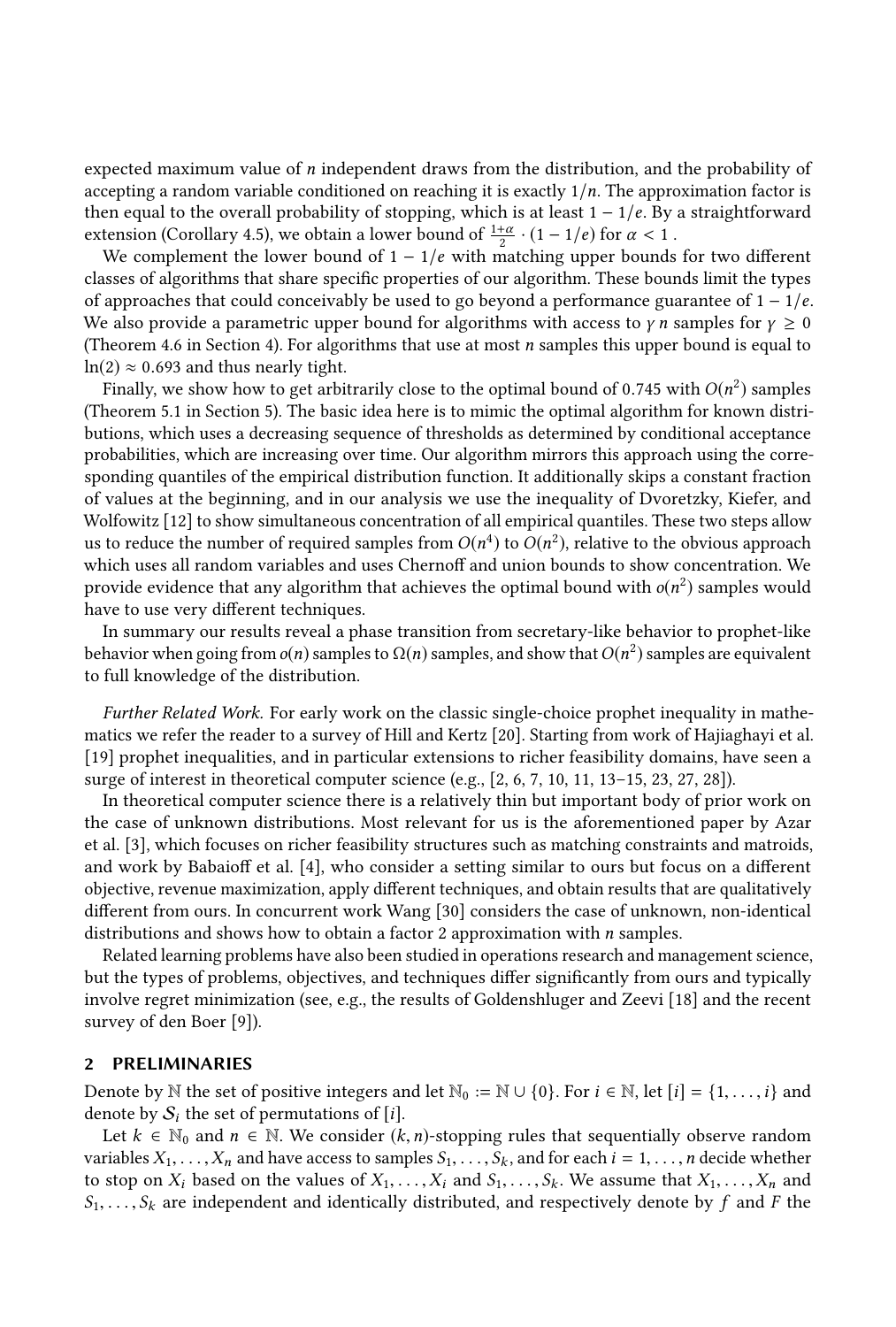expected maximum value of $n$ independent draws from the distribution, and the probability of accepting a random variable conditioned on reaching it is exactly $1/n$. The approximation factor is then equal to the overall probability of stopping, which is at least $1 - 1/e$. By a straightforward extension (Corollary 4.5), we obtain a lower bound of $\frac{1+\alpha}{2} \cdot (1 - 1/e)$ for $\alpha < 1$ .

We complement the lower bound of $1 - 1/e$ with matching upper bounds for two different classes of algorithms that share specific properties of our algorithm. These bounds limit the types of approaches that could conceivably be used to go beyond a performance guarantee of $1 - 1/e$. We also provide a parametric upper bound for algorithms with access to $\gamma\, n$ samples for $\gamma \geq 0$ (Theorem 4.6 in Section 4). For algorithms that use at most $n$ samples this upper bound is equal to $\ln(2) \approx 0.693$ and thus nearly tight.

Finally, we show how to get arbitrarily close to the optimal bound of 0.745 with $O(n^2)$ samples (Theorem 5.1 in Section 5). The basic idea here is to mimic the optimal algorithm for known distributions, which uses a decreasing sequence of thresholds as determined by conditional acceptance probabilities, which are increasing over time. Our algorithm mirrors this approach using the corresponding quantiles of the empirical distribution function. It additionally skips a constant fraction of values at the beginning, and in our analysis we use the inequality of Dvoretzky, Kiefer, and Wolfowitz [12] to show simultaneous concentration of all empirical quantiles. These two steps allow us to reduce the number of required samples from $O(n^4)$ to $O(n^2)$, relative to the obvious approach which uses all random variables and uses Chernoff and union bounds to show concentration. We provide evidence that any algorithm that achieves the optimal bound with $o(n^2)$ samples would have to use very different techniques.

In summary our results reveal a phase transition from secretary-like behavior to prophet-like behavior when going from $o(n)$ samples to $\Omega(n)$ samples, and show that $O(n^2)$ samples are equivalent to full knowledge of the distribution.

*Further Related Work.* For early work on the classic single-choice prophet inequality in mathematics we refer the reader to a survey of Hill and Kertz [20]. Starting from work of Hajiaghayi et al. [19] prophet inequalities, and in particular extensions to richer feasibility domains, have seen a surge of interest in theoretical computer science (e.g., [2, 6, 7, 10, 11, 13–15, 23, 27, 28]).

In theoretical computer science there is a relatively thin but important body of prior work on the case of unknown distributions. Most relevant for us is the aforementioned paper by Azar et al. [3], which focuses on richer feasibility structures such as matching constraints and matroids, and work by Babaioff et al. [4], who consider a setting similar to ours but focus on a different objective, revenue maximization, apply different techniques, and obtain results that are qualitatively different from ours. In concurrent work Wang [30] considers the case of unknown, non-identical distributions and shows how to obtain a factor 2 approximation with $n$ samples.

Related learning problems have also been studied in operations research and management science, but the types of problems, objectives, and techniques differ significantly from ours and typically involve regret minimization (see, e.g., the results of Goldenshluger and Zeevi [18] and the recent survey of den Boer [9]).

## 2 PRELIMINARIES

Denote by $\mathbb{N}$ the set of positive integers and let $\mathbb{N}_0 := \mathbb{N} \cup \{0\}$. For $i \in \mathbb{N}$, let $[i] = \{1, \dots, i\}$ and denote by $\mathcal{S}_i$ the set of permutations of $[i]$.

Let $k \in \mathbb{N}_0$ and $n \in \mathbb{N}$. We consider $(k, n)$-stopping rules that sequentially observe random variables $X_1, \dots, X_n$ and have access to samples $S_1, \dots, S_k$, and for each $i = 1, \dots, n$ decide whether to stop on $X_i$ based on the values of $X_1, \dots, X_i$ and $S_1, \dots, S_k$. We assume that $X_1, \dots, X_n$ and $S_1, \dots, S_k$ are independent and identically distributed, and respectively denote by $f$ and $F$ the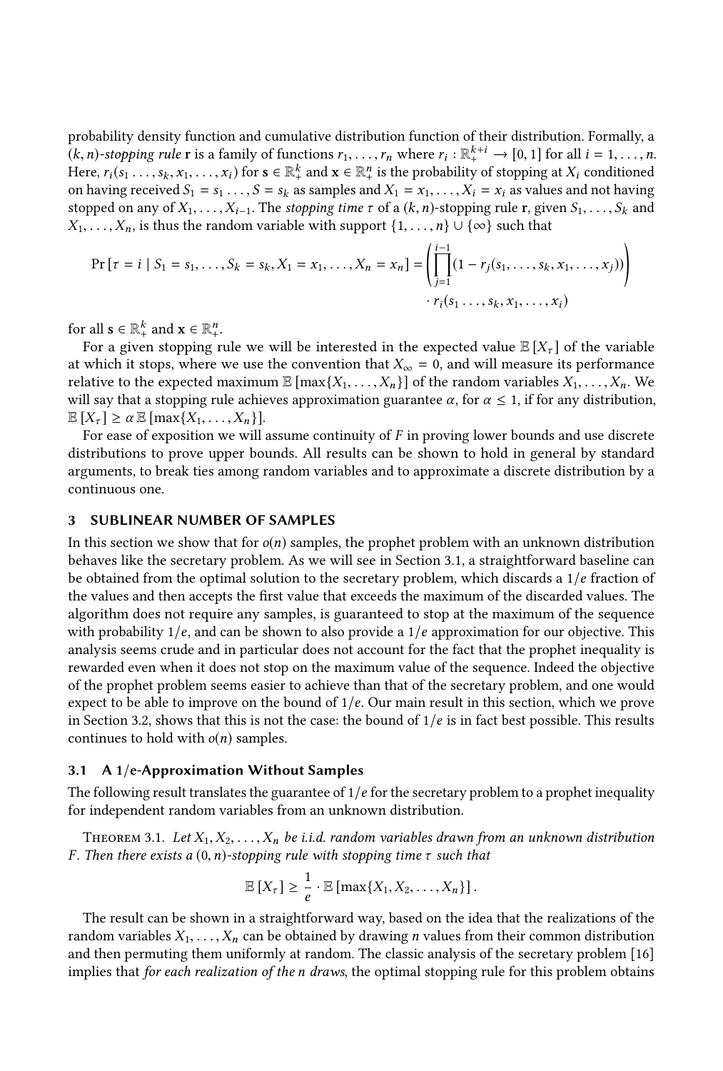probability density function and cumulative distribution function of their distribution. Formally, a $(k, n)$*-stopping rule* $\mathbf{r}$ is a family of functions $r_1, \ldots, r_n$ where $r_i : \mathbb{R}_+^{k+i} \to [0, 1]$ for all $i = 1, \ldots, n$. Here, $r_i(s_1 \ldots, s_k, x_1, \ldots, x_i)$ for $\mathbf{s} \in \mathbb{R}_+^k$ and $\mathbf{x} \in \mathbb{R}_+^n$ is the probability of stopping at $X_i$ conditioned on having received $S_1 = s_1 \ldots, S = s_k$ as samples and $X_1 = x_1, \ldots, X_i = x_i$ as values and not having stopped on any of $X_1, \ldots, X_{i-1}$. The *stopping time* $\tau$ of a $(k, n)$-stopping rule $\mathbf{r}$, given $S_1, \ldots, S_k$ and $X_1, \ldots, X_n$, is thus the random variable with support $\{1, \ldots, n\} \cup \{\infty\}$ such that

$$\Pr[\tau = i \mid S_1 = s_1, \ldots, S_k = s_k, X_1 = x_1, \ldots, X_n = x_n] = \left( \prod_{j=1}^{i-1} (1 - r_j(s_1, \ldots, s_k, x_1, \ldots, x_j)) \right) \cdot r_i(s_1 \ldots, s_k, x_1, \ldots, x_i)$$

for all $\mathbf{s} \in \mathbb{R}_+^k$ and $\mathbf{x} \in \mathbb{R}_+^n$.

For a given stopping rule we will be interested in the expected value $\mathbb{E}[X_\tau]$ of the variable at which it stops, where we use the convention that $X_\infty = 0$, and will measure its performance relative to the expected maximum $\mathbb{E}[\max\{X_1, \ldots, X_n\}]$ of the random variables $X_1, \ldots, X_n$. We will say that a stopping rule achieves approximation guarantee $\alpha$, for $\alpha \leq 1$, if for any distribution, $\mathbb{E}[X_\tau] \geq \alpha \, \mathbb{E}[\max\{X_1, \ldots, X_n\}]$.

For ease of exposition we will assume continuity of $F$ in proving lower bounds and use discrete distributions to prove upper bounds. All results can be shown to hold in general by standard arguments, to break ties among random variables and to approximate a discrete distribution by a continuous one.

## 3 SUBLINEAR NUMBER OF SAMPLES

In this section we show that for $o(n)$ samples, the prophet problem with an unknown distribution behaves like the secretary problem. As we will see in Section 3.1, a straightforward baseline can be obtained from the optimal solution to the secretary problem, which discards a $1/e$ fraction of the values and then accepts the first value that exceeds the maximum of the discarded values. The algorithm does not require any samples, is guaranteed to stop at the maximum of the sequence with probability $1/e$, and can be shown to also provide a $1/e$ approximation for our objective. This analysis seems crude and in particular does not account for the fact that the prophet inequality is rewarded even when it does not stop on the maximum value of the sequence. Indeed the objective of the prophet problem seems easier to achieve than that of the secretary problem, and one would expect to be able to improve on the bound of $1/e$. Our main result in this section, which we prove in Section 3.2, shows that this is not the case: the bound of $1/e$ is in fact best possible. This results continues to hold with $o(n)$ samples.

### 3.1 A $1/e$-Approximation Without Samples

The following result translates the guarantee of $1/e$ for the secretary problem to a prophet inequality for independent random variables from an unknown distribution.

Theorem 3.1. *Let $X_1, X_2, \ldots, X_n$ be i.i.d. random variables drawn from an unknown distribution $F$. Then there exists a $(0, n)$-stopping rule with stopping time $\tau$ such that*

$$\mathbb{E}[X_\tau] \geq \frac{1}{e} \cdot \mathbb{E}[\max\{X_1, X_2, \ldots, X_n\}].$$

The result can be shown in a straightforward way, based on the idea that the realizations of the random variables $X_1, \ldots, X_n$ can be obtained by drawing $n$ values from their common distribution and then permuting them uniformly at random. The classic analysis of the secretary problem [16] implies that *for each realization of the n draws*, the optimal stopping rule for this problem obtains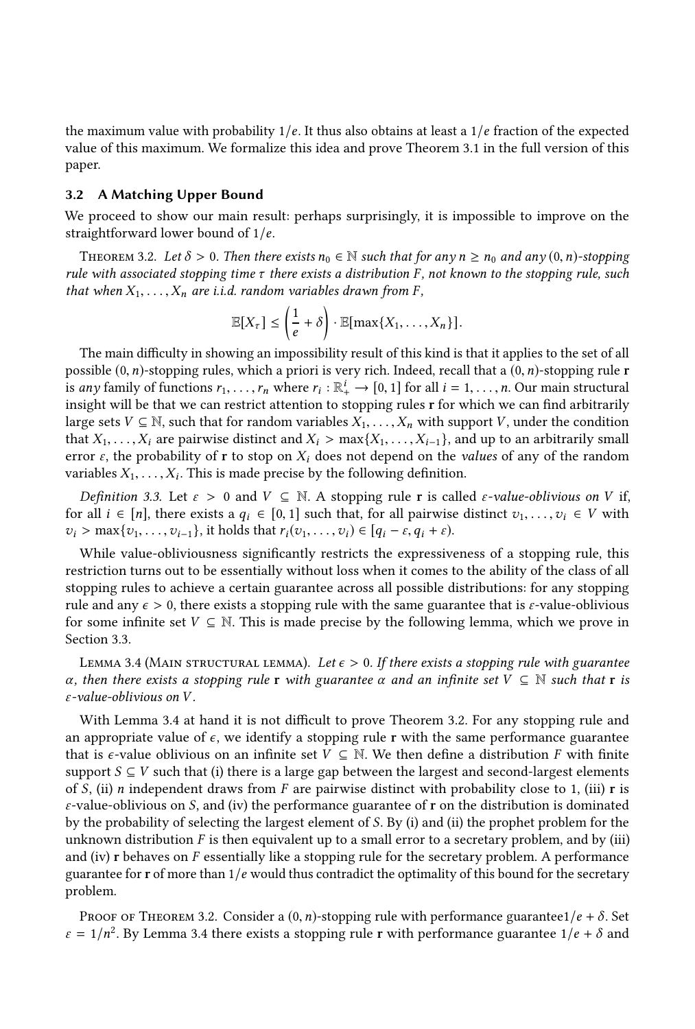the maximum value with probability $1/e$. It thus also obtains at least a $1/e$ fraction of the expected value of this maximum. We formalize this idea and prove Theorem 3.1 in the full version of this paper.

### 3.2 A Matching Upper Bound

We proceed to show our main result: perhaps surprisingly, it is impossible to improve on the straightforward lower bound of $1/e$.

Theorem 3.2. *Let $\delta > 0$. Then there exists $n_0 \in \mathbb{N}$ such that for any $n \geq n_0$ and any $(0, n)$-stopping rule with associated stopping time $\tau$ there exists a distribution $F$, not known to the stopping rule, such that when $X_1, \dots, X_n$ are i.i.d. random variables drawn from $F$,*

$$\mathbb{E}[X_\tau] \leq \left(\frac{1}{e} + \delta\right) \cdot \mathbb{E}[\max\{X_1, \dots, X_n\}].$$

The main difficulty in showing an impossibility result of this kind is that it applies to the set of all possible $(0, n)$-stopping rules, which a priori is very rich. Indeed, recall that a $(0, n)$-stopping rule $\mathbf{r}$ is *any* family of functions $r_1, \dots, r_n$ where $r_i : \mathbb{R}_+^i \to [0, 1]$ for all $i = 1, \dots, n$. Our main structural insight will be that we can restrict attention to stopping rules $\mathbf{r}$ for which we can find arbitrarily large sets $V \subseteq \mathbb{N}$, such that for random variables $X_1, \dots, X_n$ with support $V$, under the condition that $X_1, \dots, X_i$ are pairwise distinct and $X_i > \max\{X_1, \dots, X_{i-1}\}$, and up to an arbitrarily small error $\varepsilon$, the probability of $\mathbf{r}$ to stop on $X_i$ does not depend on the *values* of any of the random variables $X_1, \dots, X_i$. This is made precise by the following definition.

*Definition 3.3.* Let $\varepsilon > 0$ and $V \subseteq \mathbb{N}$. A stopping rule $\mathbf{r}$ is called *$\varepsilon$-value-oblivious on $V$* if, for all $i \in [n]$, there exists a $q_i \in [0, 1]$ such that, for all pairwise distinct $v_1, \dots, v_i \in V$ with $v_i > \max\{v_1, \dots, v_{i-1}\}$, it holds that $r_i(v_1, \dots, v_i) \in [q_i - \varepsilon, q_i + \varepsilon)$.

While value-obliviousness significantly restricts the expressiveness of a stopping rule, this restriction turns out to be essentially without loss when it comes to the ability of the class of all stopping rules to achieve a certain guarantee across all possible distributions: for any stopping rule and any $\epsilon > 0$, there exists a stopping rule with the same guarantee that is $\varepsilon$-value-oblivious for some infinite set $V \subseteq \mathbb{N}$. This is made precise by the following lemma, which we prove in Section 3.3.

Lemma 3.4 (Main structural lemma). *Let $\epsilon > 0$. If there exists a stopping rule with guarantee $\alpha$, then there exists a stopping rule $\mathbf{r}$ with guarantee $\alpha$ and an infinite set $V \subseteq \mathbb{N}$ such that $\mathbf{r}$ is $\varepsilon$-value-oblivious on $V$.*

With Lemma 3.4 at hand it is not difficult to prove Theorem 3.2. For any stopping rule and an appropriate value of $\epsilon$, we identify a stopping rule $\mathbf{r}$ with the same performance guarantee that is $\epsilon$-value oblivious on an infinite set $V \subseteq \mathbb{N}$. We then define a distribution $F$ with finite support $S \subseteq V$ such that (i) there is a large gap between the largest and second-largest elements of $S$, (ii) $n$ independent draws from $F$ are pairwise distinct with probability close to 1, (iii) $\mathbf{r}$ is $\varepsilon$-value-oblivious on $S$, and (iv) the performance guarantee of $\mathbf{r}$ on the distribution is dominated by the probability of selecting the largest element of $S$. By (i) and (ii) the prophet problem for the unknown distribution $F$ is then equivalent up to a small error to a secretary problem, and by (iii) and (iv) $\mathbf{r}$ behaves on $F$ essentially like a stopping rule for the secretary problem. A performance guarantee for $\mathbf{r}$ of more than $1/e$ would thus contradict the optimality of this bound for the secretary problem.

Proof of Theorem 3.2. Consider a $(0, n)$-stopping rule with performance guarantee$1/e + \delta$. Set $\varepsilon = 1/n^2$. By Lemma 3.4 there exists a stopping rule $\mathbf{r}$ with performance guarantee $1/e + \delta$ and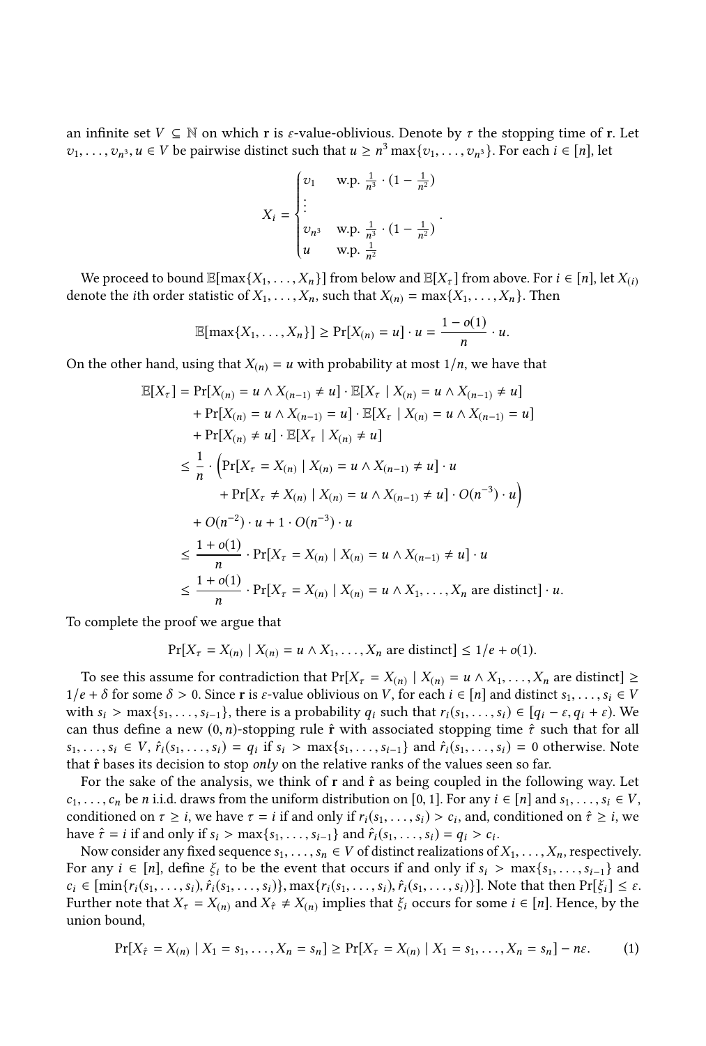an infinite set $V \subseteq \mathbb{N}$ on which $\mathbf{r}$ is $\varepsilon$-value-oblivious. Denote by $\tau$ the stopping time of $\mathbf{r}$. Let $v_1, \ldots, v_{n^3}, u \in V$ be pairwise distinct such that $u \geq n^3 \max\{v_1, \ldots, v_{n^3}\}$. For each $i \in [n]$, let

$$X_i = \begin{cases} v_1 & \text{w.p. } \frac{1}{n^3} \cdot (1 - \frac{1}{n^2}) \\ \vdots & \\ v_{n^3} & \text{w.p. } \frac{1}{n^3} \cdot (1 - \frac{1}{n^2}) \\ u & \text{w.p. } \frac{1}{n^2} \end{cases}.$$

We proceed to bound $\mathbb{E}[\max\{X_1, \ldots, X_n\}]$ from below and $\mathbb{E}[X_\tau]$ from above. For $i \in [n]$, let $X_{(i)}$ denote the $i$th order statistic of $X_1, \ldots, X_n$, such that $X_{(n)} = \max\{X_1, \ldots, X_n\}$. Then

$$\mathbb{E}[\max\{X_1, \ldots, X_n\}] \geq \Pr[X_{(n)} = u] \cdot u = \frac{1 - o(1)}{n} \cdot u.$$

On the other hand, using that $X_{(n)} = u$ with probability at most $1/n$, we have that

$$\begin{aligned}
\mathbb{E}[X_\tau] &= \Pr[X_{(n)} = u \wedge X_{(n-1)} \neq u] \cdot \mathbb{E}[X_\tau \mid X_{(n)} = u \wedge X_{(n-1)} \neq u] \\
&\quad + \Pr[X_{(n)} = u \wedge X_{(n-1)} = u] \cdot \mathbb{E}[X_\tau \mid X_{(n)} = u \wedge X_{(n-1)} = u] \\
&\quad + \Pr[X_{(n)} \neq u] \cdot \mathbb{E}[X_\tau \mid X_{(n)} \neq u] \\
&\leq \frac{1}{n} \cdot \Big( \Pr[X_\tau = X_{(n)} \mid X_{(n)} = u \wedge X_{(n-1)} \neq u] \cdot u \\
&\qquad + \Pr[X_\tau \neq X_{(n)} \mid X_{(n)} = u \wedge X_{(n-1)} \neq u] \cdot O(n^{-3}) \cdot u \Big) \\
&\quad + O(n^{-2}) \cdot u + 1 \cdot O(n^{-3}) \cdot u \\
&\leq \frac{1 + o(1)}{n} \cdot \Pr[X_\tau = X_{(n)} \mid X_{(n)} = u \wedge X_{(n-1)} \neq u] \cdot u \\
&\leq \frac{1 + o(1)}{n} \cdot \Pr[X_\tau = X_{(n)} \mid X_{(n)} = u \wedge X_1, \ldots, X_n \text{ are distinct}] \cdot u.
\end{aligned}$$

To complete the proof we argue that

$$\Pr[X_\tau = X_{(n)} \mid X_{(n)} = u \wedge X_1, \ldots, X_n \text{ are distinct}] \leq 1/e + o(1).$$

To see this assume for contradiction that $\Pr[X_\tau = X_{(n)} \mid X_{(n)} = u \wedge X_1, \ldots, X_n \text{ are distinct}] \geq 1/e + \delta$ for some $\delta > 0$. Since $\mathbf{r}$ is $\varepsilon$-value oblivious on $V$, for each $i \in [n]$ and distinct $s_1, \ldots, s_i \in V$ with $s_i > \max\{s_1, \ldots, s_{i-1}\}$, there is a probability $q_i$ such that $r_i(s_1, \ldots, s_i) \in [q_i - \varepsilon, q_i + \varepsilon)$. We can thus define a new $(0, n)$-stopping rule $\hat{\mathbf{r}}$ with associated stopping time $\hat{\tau}$ such that for all $s_1, \ldots, s_i \in V$, $\hat{r}_i(s_1, \ldots, s_i) = q_i$ if $s_i > \max\{s_1, \ldots, s_{i-1}\}$ and $\hat{r}_i(s_1, \ldots, s_i) = 0$ otherwise. Note that $\hat{\mathbf{r}}$ bases its decision to stop *only* on the relative ranks of the values seen so far.

For the sake of the analysis, we think of $\mathbf{r}$ and $\hat{\mathbf{r}}$ as being coupled in the following way. Let $c_1, \ldots, c_n$ be $n$ i.i.d. draws from the uniform distribution on $[0, 1]$. For any $i \in [n]$ and $s_1, \ldots, s_i \in V$, conditioned on $\tau \geq i$, we have $\tau = i$ if and only if $r_i(s_1, \ldots, s_i) > c_i$, and, conditioned on $\hat{\tau} \geq i$, we have $\hat{\tau} = i$ if and only if $s_i > \max\{s_1, \ldots, s_{i-1}\}$ and $\hat{r}_i(s_1, \ldots, s_i) = q_i > c_i$.

Now consider any fixed sequence $s_1, \ldots, s_n \in V$ of distinct realizations of $X_1, \ldots, X_n$, respectively. For any $i \in [n]$, define $\xi_i$ to be the event that occurs if and only if $s_i > \max\{s_1, \ldots, s_{i-1}\}$ and $c_i \in [\min\{r_i(s_1, \ldots, s_i), \hat{r}_i(s_1, \ldots, s_i)\}, \max\{r_i(s_1, \ldots, s_i), \hat{r}_i(s_1, \ldots, s_i)\}]$. Note that then $\Pr[\xi_i] \leq \varepsilon$. Further note that $X_\tau = X_{(n)}$ and $X_{\hat{\tau}} \neq X_{(n)}$ implies that $\xi_i$ occurs for some $i \in [n]$. Hence, by the union bound,

$$\Pr[X_{\hat{\tau}} = X_{(n)} \mid X_1 = s_1, \ldots, X_n = s_n] \geq \Pr[X_\tau = X_{(n)} \mid X_1 = s_1, \ldots, X_n = s_n] - n\varepsilon. \tag{1}$$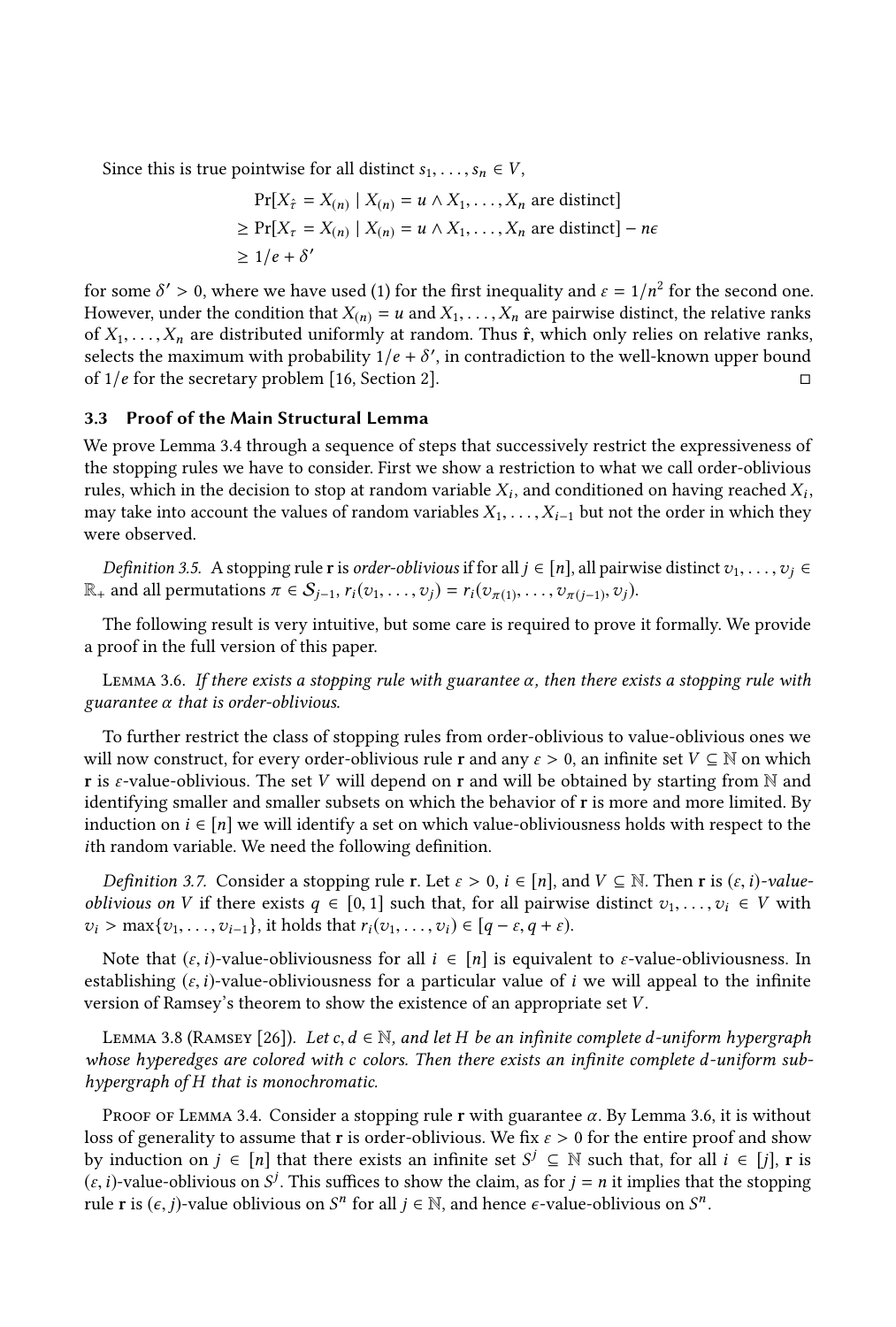Since this is true pointwise for all distinct $s_1, \ldots, s_n \in V$,

$$\begin{aligned}
&\Pr[X_{\hat{\tau}} = X_{(n)} \mid X_{(n)} = u \wedge X_1, \ldots, X_n \text{ are distinct}] \\
&\geq \Pr[X_{\tau} = X_{(n)} \mid X_{(n)} = u \wedge X_1, \ldots, X_n \text{ are distinct}] - n\epsilon \\
&\geq 1/e + \delta'
\end{aligned}$$

for some $\delta' > 0$, where we have used (1) for the first inequality and $\varepsilon = 1/n^2$ for the second one. However, under the condition that $X_{(n)} = u$ and $X_1, \ldots, X_n$ are pairwise distinct, the relative ranks of $X_1, \ldots, X_n$ are distributed uniformly at random. Thus $\hat{\mathbf{r}}$, which only relies on relative ranks, selects the maximum with probability $1/e + \delta'$, in contradiction to the well-known upper bound of $1/e$ for the secretary problem [16, Section 2]. ◻

### 3.3 Proof of the Main Structural Lemma

We prove Lemma 3.4 through a sequence of steps that successively restrict the expressiveness of the stopping rules we have to consider. First we show a restriction to what we call order-oblivious rules, which in the decision to stop at random variable $X_i$, and conditioned on having reached $X_i$, may take into account the values of random variables $X_1, \ldots, X_{i-1}$ but not the order in which they were observed.

*Definition 3.5.* A stopping rule $\mathbf{r}$ is *order-oblivious* if for all $j \in [n]$, all pairwise distinct $v_1, \ldots, v_j \in \mathbb{R}_+$ and all permutations $\pi \in \mathcal{S}_{j-1}$, $r_i(v_1, \ldots, v_j) = r_i(v_{\pi(1)}, \ldots, v_{\pi(j-1)}, v_j)$.

The following result is very intuitive, but some care is required to prove it formally. We provide a proof in the full version of this paper.

Lemma 3.6. *If there exists a stopping rule with guarantee $\alpha$, then there exists a stopping rule with guarantee $\alpha$ that is order-oblivious.*

To further restrict the class of stopping rules from order-oblivious to value-oblivious ones we will now construct, for every order-oblivious rule $\mathbf{r}$ and any $\varepsilon > 0$, an infinite set $V \subseteq \mathbb{N}$ on which $\mathbf{r}$ is $\varepsilon$-value-oblivious. The set $V$ will depend on $\mathbf{r}$ and will be obtained by starting from $\mathbb{N}$ and identifying smaller and smaller subsets on which the behavior of $\mathbf{r}$ is more and more limited. By induction on $i \in [n]$ we will identify a set on which value-obliviousness holds with respect to the $i$th random variable. We need the following definition.

*Definition 3.7.* Consider a stopping rule $\mathbf{r}$. Let $\varepsilon > 0$, $i \in [n]$, and $V \subseteq \mathbb{N}$. Then $\mathbf{r}$ is $(\varepsilon, i)$*-value-oblivious on* $V$ if there exists $q \in [0, 1]$ such that, for all pairwise distinct $v_1, \ldots, v_i \in V$ with $v_i > \max\{v_1, \ldots, v_{i-1}\}$, it holds that $r_i(v_1, \ldots, v_i) \in [q - \varepsilon, q + \varepsilon)$.

Note that $(\varepsilon, i)$-value-obliviousness for all $i \in [n]$ is equivalent to $\varepsilon$-value-obliviousness. In establishing $(\varepsilon, i)$-value-obliviousness for a particular value of $i$ we will appeal to the infinite version of Ramsey's theorem to show the existence of an appropriate set $V$.

Lemma 3.8 (Ramsey [26]). *Let $c, d \in \mathbb{N}$, and let $H$ be an infinite complete $d$-uniform hypergraph whose hyperedges are colored with $c$ colors. Then there exists an infinite complete $d$-uniform sub-hypergraph of $H$ that is monochromatic.*

Proof of Lemma 3.4. Consider a stopping rule $\mathbf{r}$ with guarantee $\alpha$. By Lemma 3.6, it is without loss of generality to assume that $\mathbf{r}$ is order-oblivious. We fix $\varepsilon > 0$ for the entire proof and show by induction on $j \in [n]$ that there exists an infinite set $S^j \subseteq \mathbb{N}$ such that, for all $i \in [j]$, $\mathbf{r}$ is $(\varepsilon, i)$-value-oblivious on $S^j$. This suffices to show the claim, as for $j = n$ it implies that the stopping rule $\mathbf{r}$ is $(\epsilon, j)$-value oblivious on $S^n$ for all $j \in \mathbb{N}$, and hence $\epsilon$-value-oblivious on $S^n$.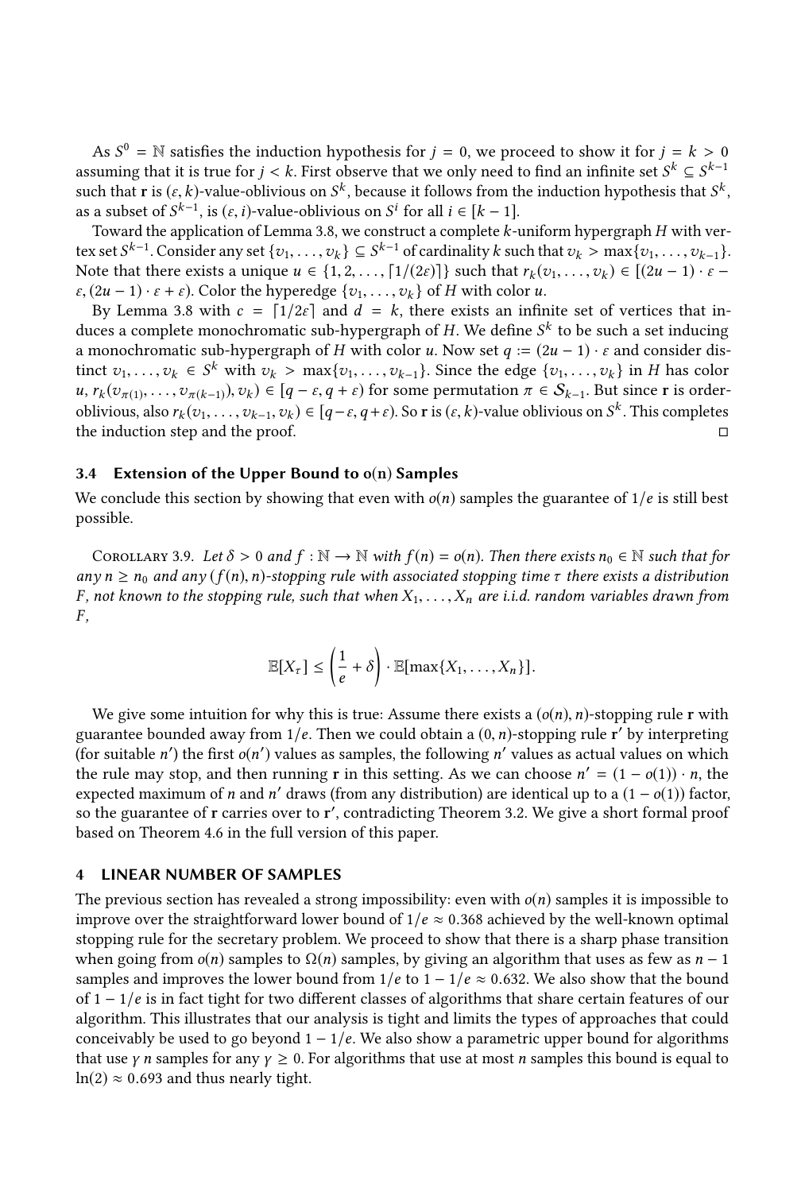As $S^0 = \mathbb{N}$ satisfies the induction hypothesis for $j = 0$, we proceed to show it for $j = k > 0$ assuming that it is true for $j < k$. First observe that we only need to find an infinite set $S^k \subseteq S^{k-1}$ such that $\mathbf{r}$ is $(\varepsilon, k)$-value-oblivious on $S^k$, because it follows from the induction hypothesis that $S^k$, as a subset of $S^{k-1}$, is $(\varepsilon, i)$-value-oblivious on $S^i$ for all $i \in [k-1]$.

Toward the application of Lemma 3.8, we construct a complete $k$-uniform hypergraph $H$ with vertex set $S^{k-1}$. Consider any set $\{v_1, \ldots, v_k\} \subseteq S^{k-1}$ of cardinality $k$ such that $v_k > \max\{v_1, \ldots, v_{k-1}\}$. Note that there exists a unique $u \in \{1, 2, \ldots, \lceil 1/(2\varepsilon) \rceil\}$ such that $r_k(v_1, \ldots, v_k) \in [(2u-1) \cdot \varepsilon - \varepsilon, (2u-1) \cdot \varepsilon + \varepsilon)$. Color the hyperedge $\{v_1, \ldots, v_k\}$ of $H$ with color $u$.

By Lemma 3.8 with $c = \lceil 1/2\varepsilon \rceil$ and $d = k$, there exists an infinite set of vertices that induces a complete monochromatic sub-hypergraph of $H$. We define $S^k$ to be such a set inducing a monochromatic sub-hypergraph of $H$ with color $u$. Now set $q := (2u-1) \cdot \varepsilon$ and consider distinct $v_1, \ldots, v_k \in S^k$ with $v_k > \max\{v_1, \ldots, v_{k-1}\}$. Since the edge $\{v_1, \ldots, v_k\}$ in $H$ has color $u$, $r_k(v_{\pi(1)}, \ldots, v_{\pi(k-1)}), v_k) \in [q - \varepsilon, q + \varepsilon)$ for some permutation $\pi \in \mathcal{S}_{k-1}$. But since $\mathbf{r}$ is order-oblivious, also $r_k(v_1, \ldots, v_{k-1}, v_k) \in [q - \varepsilon, q + \varepsilon)$. So $\mathbf{r}$ is $(\varepsilon, k)$-value oblivious on $S^k$. This completes the induction step and the proof. □

### 3.4 Extension of the Upper Bound to o(n) Samples

We conclude this section by showing that even with $o(n)$ samples the guarantee of $1/e$ is still best possible.

Corollary 3.9. *Let $\delta > 0$ and $f : \mathbb{N} \to \mathbb{N}$ with $f(n) = o(n)$. Then there exists $n_0 \in \mathbb{N}$ such that for any $n \geq n_0$ and any $(f(n), n)$-stopping rule with associated stopping time $\tau$ there exists a distribution $F$, not known to the stopping rule, such that when $X_1, \ldots, X_n$ are i.i.d. random variables drawn from $F$,*

$$\mathbb{E}[X_\tau] \leq \left(\frac{1}{e} + \delta\right) \cdot \mathbb{E}[\max\{X_1, \ldots, X_n\}].$$

We give some intuition for why this is true: Assume there exists a $(o(n), n)$-stopping rule $\mathbf{r}$ with guarantee bounded away from $1/e$. Then we could obtain a $(0, n)$-stopping rule $\mathbf{r}'$ by interpreting (for suitable $n'$) the first $o(n')$ values as samples, the following $n'$ values as actual values on which the rule may stop, and then running $\mathbf{r}$ in this setting. As we can choose $n' = (1 - o(1)) \cdot n$, the expected maximum of $n$ and $n'$ draws (from any distribution) are identical up to a $(1 - o(1))$ factor, so the guarantee of $\mathbf{r}$ carries over to $\mathbf{r}'$, contradicting Theorem 3.2. We give a short formal proof based on Theorem 4.6 in the full version of this paper.

## 4 LINEAR NUMBER OF SAMPLES

The previous section has revealed a strong impossibility: even with $o(n)$ samples it is impossible to improve over the straightforward lower bound of $1/e \approx 0.368$ achieved by the well-known optimal stopping rule for the secretary problem. We proceed to show that there is a sharp phase transition when going from $o(n)$ samples to $\Omega(n)$ samples, by giving an algorithm that uses as few as $n - 1$ samples and improves the lower bound from $1/e$ to $1 - 1/e \approx 0.632$. We also show that the bound of $1 - 1/e$ is in fact tight for two different classes of algorithms that share certain features of our algorithm. This illustrates that our analysis is tight and limits the types of approaches that could conceivably be used to go beyond $1 - 1/e$. We also show a parametric upper bound for algorithms that use $\gamma\, n$ samples for any $\gamma \geq 0$. For algorithms that use at most $n$ samples this bound is equal to $\ln(2) \approx 0.693$ and thus nearly tight.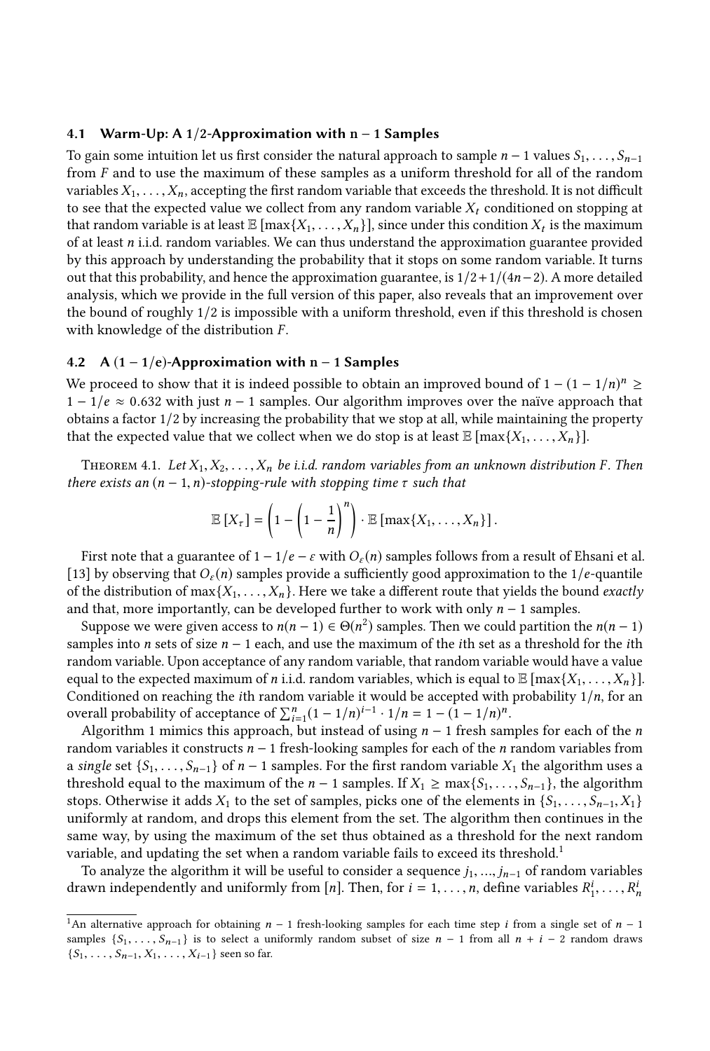### 4.1 Warm-Up: A 1/2-Approximation with n − 1 Samples

To gain some intuition let us first consider the natural approach to sample $n-1$ values $S_1, \dots, S_{n-1}$ from $F$ and to use the maximum of these samples as a uniform threshold for all of the random variables $X_1, \dots, X_n$, accepting the first random variable that exceeds the threshold. It is not difficult to see that the expected value we collect from any random variable $X_t$ conditioned on stopping at that random variable is at least $\mathbb{E}[\max\{X_1, \dots, X_n\}]$, since under this condition $X_t$ is the maximum of at least $n$ i.i.d. random variables. We can thus understand the approximation guarantee provided by this approach by understanding the probability that it stops on some random variable. It turns out that this probability, and hence the approximation guarantee, is $1/2 + 1/(4n-2)$. A more detailed analysis, which we provide in the full version of this paper, also reveals that an improvement over the bound of roughly $1/2$ is impossible with a uniform threshold, even if this threshold is chosen with knowledge of the distribution $F$.

### 4.2 A (1 − 1/e)-Approximation with n − 1 Samples

We proceed to show that it is indeed possible to obtain an improved bound of $1-(1-1/n)^n \geq 1-1/e \approx 0.632$ with just $n-1$ samples. Our algorithm improves over the naïve approach that obtains a factor $1/2$ by increasing the probability that we stop at all, while maintaining the property that the expected value that we collect when we do stop is at least $\mathbb{E}[\max\{X_1, \dots, X_n\}]$.

Theorem 4.1. *Let $X_1, X_2, \dots, X_n$ be i.i.d. random variables from an unknown distribution $F$. Then there exists an $(n-1, n)$-stopping-rule with stopping time $\tau$ such that*

$$\mathbb{E}[X_\tau] = \left(1 - \left(1 - \frac{1}{n}\right)^n\right) \cdot \mathbb{E}[\max\{X_1, \dots, X_n\}].$$

First note that a guarantee of $1-1/e-\varepsilon$ with $O_\varepsilon(n)$ samples follows from a result of Ehsani et al. [13] by observing that $O_\varepsilon(n)$ samples provide a sufficiently good approximation to the $1/e$-quantile of the distribution of $\max\{X_1, \dots, X_n\}$. Here we take a different route that yields the bound *exactly* and that, more importantly, can be developed further to work with only $n-1$ samples.

Suppose we were given access to $n(n-1) \in \Theta(n^2)$ samples. Then we could partition the $n(n-1)$ samples into $n$ sets of size $n-1$ each, and use the maximum of the $i$th set as a threshold for the $i$th random variable. Upon acceptance of any random variable, that random variable would have a value equal to the expected maximum of $n$ i.i.d. random variables, which is equal to $\mathbb{E}[\max\{X_1, \dots, X_n\}]$. Conditioned on reaching the $i$th random variable it would be accepted with probability $1/n$, for an overall probability of acceptance of $\sum_{i=1}^{n}(1-1/n)^{i-1} \cdot 1/n = 1-(1-1/n)^n$.

Algorithm 1 mimics this approach, but instead of using $n-1$ fresh samples for each of the $n$ random variables it constructs $n-1$ fresh-looking samples for each of the $n$ random variables from a *single* set $\{S_1, \dots, S_{n-1}\}$ of $n-1$ samples. For the first random variable $X_1$ the algorithm uses a threshold equal to the maximum of the $n-1$ samples. If $X_1 \geq \max\{S_1, \dots, S_{n-1}\}$, the algorithm stops. Otherwise it adds $X_1$ to the set of samples, picks one of the elements in $\{S_1, \dots, S_{n-1}, X_1\}$ uniformly at random, and drops this element from the set. The algorithm then continues in the same way, by using the maximum of the set thus obtained as a threshold for the next random variable, and updating the set when a random variable fails to exceed its threshold.[1]

To analyze the algorithm it will be useful to consider a sequence $j_1, \dots, j_{n-1}$ of random variables drawn independently and uniformly from $[n]$. Then, for $i = 1, \dots, n$, define variables $R_1^i, \dots, R_n^i$

---

[1] An alternative approach for obtaining $n-1$ fresh-looking samples for each time step $i$ from a single set of $n-1$ samples $\{S_1, \dots, S_{n-1}\}$ is to select a uniformly random subset of size $n-1$ from all $n+i-2$ random draws $\{S_1, \dots, S_{n-1}, X_1, \dots, X_{i-1}\}$ seen so far.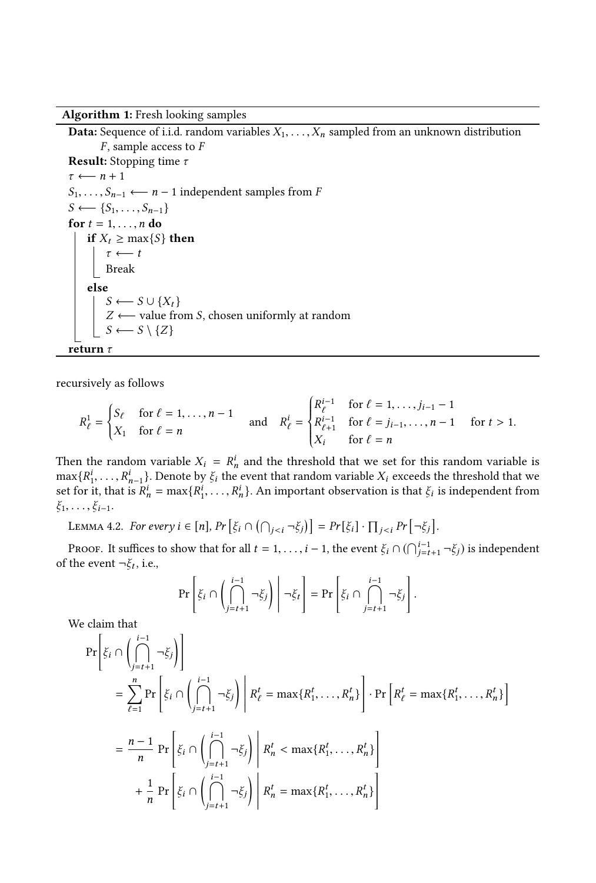**Algorithm 1:** Fresh looking samples

**Data:** Sequence of i.i.d. random variables $X_1, \ldots, X_n$ sampled from an unknown distribution $F$, sample access to $F$

**Result:** Stopping time $\tau$

```
τ ⟵ n + 1
S_1, ..., S_{n-1} ⟵ n − 1 independent samples from F
S ⟵ {S_1, ..., S_{n-1}}
for t = 1, ..., n do
    if X_t ≥ max{S} then
        τ ⟵ t
        Break
    else
        S ⟵ S ∪ {X_t}
        Z ⟵ value from S, chosen uniformly at random
        S ⟵ S \ {Z}
return τ
```

recursively as follows

$$R^1_\ell = \begin{cases} S_\ell & \text{for } \ell = 1, \ldots, n-1 \\ X_1 & \text{for } \ell = n \end{cases} \quad \text{and} \quad R^i_\ell = \begin{cases} R^{i-1}_\ell & \text{for } \ell = 1, \ldots, j_{i-1} - 1 \\ R^{i-1}_{\ell+1} & \text{for } \ell = j_{i-1}, \ldots, n-1 \\ X_i & \text{for } \ell = n \end{cases} \quad \text{for } t > 1.$$

Then the random variable $X_i = R^i_n$ and the threshold that we set for this random variable is $\max\{R^i_1, \ldots, R^i_{n-1}\}$. Denote by $\xi_i$ the event that random variable $X_i$ exceeds the threshold that we set for it, that is $R^i_n = \max\{R^i_1, \ldots, R^i_n\}$. An important observation is that $\xi_i$ is independent from $\xi_1, \ldots, \xi_{i-1}$.

Lemma 4.2. *For every $i \in [n]$, $Pr\left[\xi_i \cap \left(\bigcap_{j<i} \neg\xi_j\right)\right] = Pr[\xi_i] \cdot \prod_{j<i} Pr\left[\neg\xi_j\right]$.*

Proof. It suffices to show that for all $t = 1, \ldots, i-1$, the event $\xi_i \cap (\bigcap_{j=t+1}^{i-1} \neg\xi_j)$ is independent of the event $\neg\xi_t$, i.e.,

$$\Pr\left[\xi_i \cap \left(\bigcap_{j=t+1}^{i-1} \neg\xi_j\right) \,\middle|\, \neg\xi_t\right] = \Pr\left[\xi_i \cap \bigcap_{j=t+1}^{i-1} \neg\xi_j\right].$$

We claim that

$$\Pr\left[\xi_i \cap \left(\bigcap_{j=t+1}^{i-1} \neg\xi_j\right)\right]$$
$$= \sum_{\ell=1}^{n} \Pr\left[\xi_i \cap \left(\bigcap_{j=t+1}^{i-1} \neg\xi_j\right) \,\middle|\, R^t_\ell = \max\{R^t_1, \ldots, R^t_n\}\right] \cdot \Pr\left[R^t_\ell = \max\{R^t_1, \ldots, R^t_n\}\right]$$
$$= \frac{n-1}{n} \Pr\left[\xi_i \cap \left(\bigcap_{j=t+1}^{i-1} \neg\xi_j\right) \,\middle|\, R^t_n < \max\{R^t_1, \ldots, R^t_n\}\right]$$
$$+ \frac{1}{n} \Pr\left[\xi_i \cap \left(\bigcap_{j=t+1}^{i-1} \neg\xi_j\right) \,\middle|\, R^t_n = \max\{R^t_1, \ldots, R^t_n\}\right]$$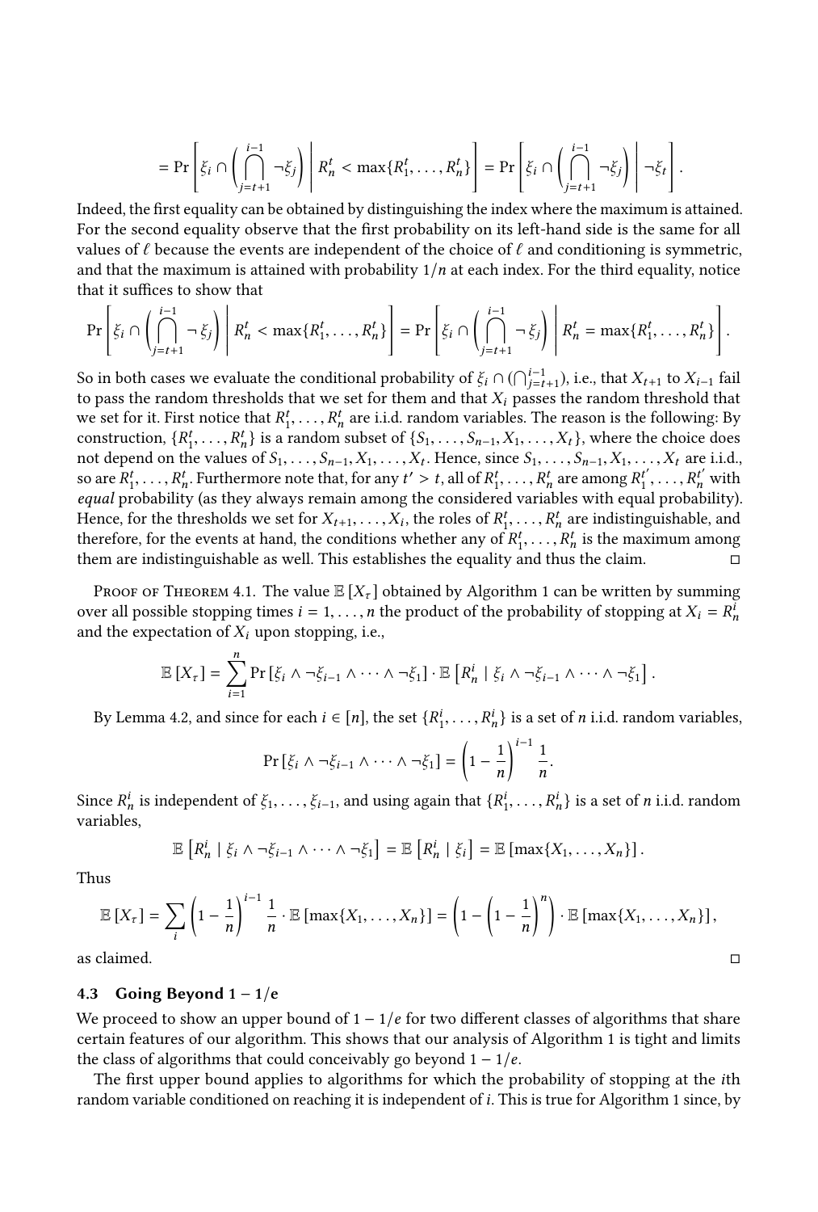$$= \Pr\left[\xi_i \cap \left(\bigcap_{j=t+1}^{i-1} \neg\xi_j\right) \,\middle|\, R_n^t < \max\{R_1^t, \dots, R_n^t\}\right] = \Pr\left[\xi_i \cap \left(\bigcap_{j=t+1}^{i-1} \neg\xi_j\right) \,\middle|\, \neg\xi_t\right].$$

Indeed, the first equality can be obtained by distinguishing the index where the maximum is attained. For the second equality observe that the first probability on its left-hand side is the same for all values of $\ell$ because the events are independent of the choice of $\ell$ and conditioning is symmetric, and that the maximum is attained with probability $1/n$ at each index. For the third equality, notice that it suffices to show that

$$\Pr\left[\xi_i \cap \left(\bigcap_{j=t+1}^{i-1} \neg\,\xi_j\right) \,\middle|\, R_n^t < \max\{R_1^t, \dots, R_n^t\}\right] = \Pr\left[\xi_i \cap \left(\bigcap_{j=t+1}^{i-1} \neg\,\xi_j\right) \,\middle|\, R_n^t = \max\{R_1^t, \dots, R_n^t\}\right].$$

So in both cases we evaluate the conditional probability of $\xi_i \cap (\bigcap_{j=t+1}^{i-1})$, i.e., that $X_{t+1}$ to $X_{i-1}$ fail to pass the random thresholds that we set for them and that $X_i$ passes the random threshold that we set for it. First notice that $R_1^t, \dots, R_n^t$ are i.i.d. random variables. The reason is the following: By construction, $\{R_1^t, \dots, R_n^t\}$ is a random subset of $\{S_1, \dots, S_{n-1}, X_1, \dots, X_t\}$, where the choice does not depend on the values of $S_1, \dots, S_{n-1}, X_1, \dots, X_t$. Hence, since $S_1, \dots, S_{n-1}, X_1, \dots, X_t$ are i.i.d., so are $R_1^t, \dots, R_n^t$. Furthermore note that, for any $t' > t$, all of $R_1^t, \dots, R_n^t$ are among $R_1^{t'}, \dots, R_n^{t'}$ with *equal* probability (as they always remain among the considered variables with equal probability). Hence, for the thresholds we set for $X_{t+1}, \dots, X_i$, the roles of $R_1^t, \dots, R_n^t$ are indistinguishable, and therefore, for the events at hand, the conditions whether any of $R_1^t, \dots, R_n^t$ is the maximum among them are indistinguishable as well. This establishes the equality and thus the claim. □

Proof of Theorem 4.1. The value $\mathbb{E}[X_\tau]$ obtained by Algorithm 1 can be written by summing over all possible stopping times $i = 1, \dots, n$ the product of the probability of stopping at $X_i = R_n^i$ and the expectation of $X_i$ upon stopping, i.e.,

$$\mathbb{E}[X_\tau] = \sum_{i=1}^{n} \Pr[\xi_i \wedge \neg\xi_{i-1} \wedge \dots \wedge \neg\xi_1] \cdot \mathbb{E}\left[R_n^i \mid \xi_i \wedge \neg\xi_{i-1} \wedge \dots \wedge \neg\xi_1\right].$$

By Lemma 4.2, and since for each $i \in [n]$, the set $\{R_1^i, \dots, R_n^i\}$ is a set of $n$ i.i.d. random variables,

$$\Pr[\xi_i \wedge \neg\xi_{i-1} \wedge \dots \wedge \neg\xi_1] = \left(1 - \frac{1}{n}\right)^{i-1} \frac{1}{n}.$$

Since $R_n^i$ is independent of $\xi_1, \dots, \xi_{i-1}$, and using again that $\{R_1^i, \dots, R_n^i\}$ is a set of $n$ i.i.d. random variables,

$$\mathbb{E}\left[R_n^i \mid \xi_i \wedge \neg\xi_{i-1} \wedge \dots \wedge \neg\xi_1\right] = \mathbb{E}\left[R_n^i \mid \xi_i\right] = \mathbb{E}[\max\{X_1, \dots, X_n\}].$$

Thus

$$\mathbb{E}[X_\tau] = \sum_i \left(1 - \frac{1}{n}\right)^{i-1} \frac{1}{n} \cdot \mathbb{E}[\max\{X_1, \dots, X_n\}] = \left(1 - \left(1 - \frac{1}{n}\right)^n\right) \cdot \mathbb{E}[\max\{X_1, \dots, X_n\}],$$

as claimed. □

### 4.3 Going Beyond $1 - 1/e$

We proceed to show an upper bound of $1 - 1/e$ for two different classes of algorithms that share certain features of our algorithm. This shows that our analysis of Algorithm 1 is tight and limits the class of algorithms that could conceivably go beyond $1 - 1/e$.

The first upper bound applies to algorithms for which the probability of stopping at the $i$th random variable conditioned on reaching it is independent of $i$. This is true for Algorithm 1 since, by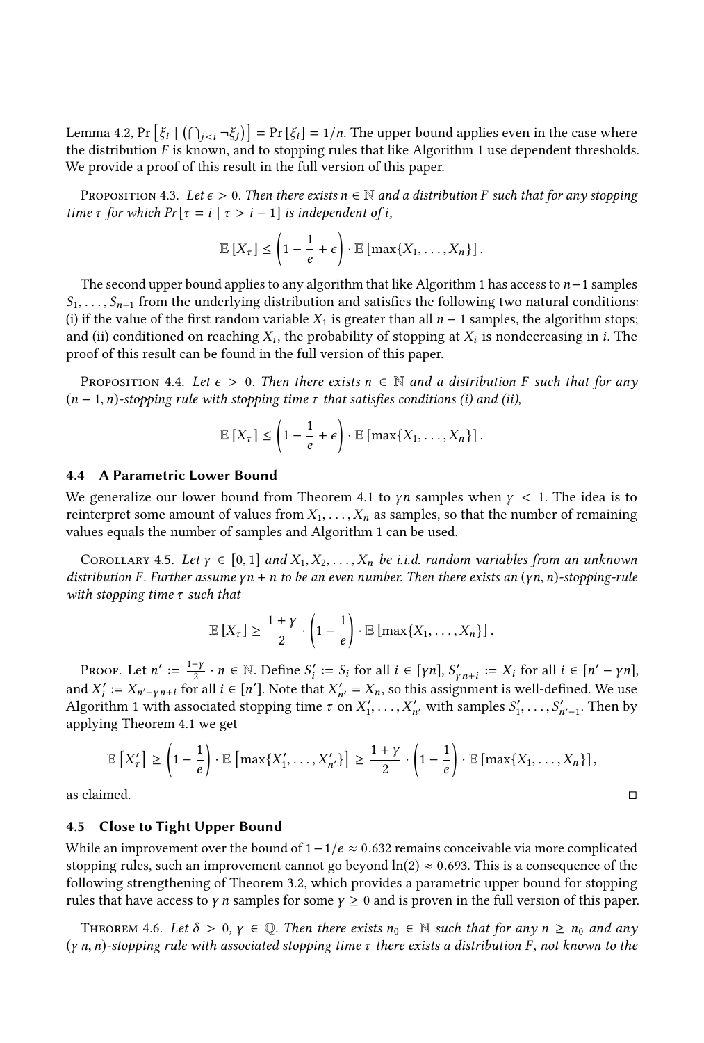Lemma 4.2, $\Pr\left[\xi_i \mid \left(\bigcap_{j<i} \neg\xi_j\right)\right] = \Pr[\xi_i] = 1/n$. The upper bound applies even in the case where the distribution $F$ is known, and to stopping rules that like Algorithm 1 use dependent thresholds. We provide a proof of this result in the full version of this paper.

Proposition 4.3. *Let $\epsilon > 0$. Then there exists $n \in \mathbb{N}$ and a distribution $F$ such that for any stopping time $\tau$ for which $Pr[\tau = i \mid \tau > i-1]$ is independent of $i$,*

$$\mathbb{E}[X_\tau] \leq \left(1 - \frac{1}{e} + \epsilon\right) \cdot \mathbb{E}[\max\{X_1, \ldots, X_n\}].$$

The second upper bound applies to any algorithm that like Algorithm 1 has access to $n-1$ samples $S_1, \ldots, S_{n-1}$ from the underlying distribution and satisfies the following two natural conditions: (i) if the value of the first random variable $X_1$ is greater than all $n-1$ samples, the algorithm stops; and (ii) conditioned on reaching $X_i$, the probability of stopping at $X_i$ is nondecreasing in $i$. The proof of this result can be found in the full version of this paper.

Proposition 4.4. *Let $\epsilon > 0$. Then there exists $n \in \mathbb{N}$ and a distribution $F$ such that for any $(n-1, n)$-stopping rule with stopping time $\tau$ that satisfies conditions (i) and (ii),*

$$\mathbb{E}[X_\tau] \leq \left(1 - \frac{1}{e} + \epsilon\right) \cdot \mathbb{E}[\max\{X_1, \ldots, X_n\}].$$

### 4.4 A Parametric Lower Bound

We generalize our lower bound from Theorem 4.1 to $\gamma n$ samples when $\gamma < 1$. The idea is to reinterpret some amount of values from $X_1, \ldots, X_n$ as samples, so that the number of remaining values equals the number of samples and Algorithm 1 can be used.

Corollary 4.5. *Let $\gamma \in [0, 1]$ and $X_1, X_2, \ldots, X_n$ be i.i.d. random variables from an unknown distribution $F$. Further assume $\gamma n + n$ to be an even number. Then there exists an $(\gamma n, n)$-stopping-rule with stopping time $\tau$ such that*

$$\mathbb{E}[X_\tau] \geq \frac{1+\gamma}{2} \cdot \left(1 - \frac{1}{e}\right) \cdot \mathbb{E}[\max\{X_1, \ldots, X_n\}].$$

Proof. Let $n' := \frac{1+\gamma}{2} \cdot n \in \mathbb{N}$. Define $S'_i := S_i$ for all $i \in [\gamma n]$, $S'_{\gamma n+i} := X_i$ for all $i \in [n' - \gamma n]$, and $X'_i := X_{n'-\gamma n+i}$ for all $i \in [n']$. Note that $X'_{n'} = X_n$, so this assignment is well-defined. We use Algorithm 1 with associated stopping time $\tau$ on $X'_1, \ldots, X'_{n'}$ with samples $S'_1, \ldots, S'_{n'-1}$. Then by applying Theorem 4.1 we get

$$\mathbb{E}\left[X'_\tau\right] \geq \left(1 - \frac{1}{e}\right) \cdot \mathbb{E}\left[\max\{X'_1, \ldots, X'_{n'}\}\right] \geq \frac{1+\gamma}{2} \cdot \left(1 - \frac{1}{e}\right) \cdot \mathbb{E}[\max\{X_1, \ldots, X_n\}],$$

as claimed. □

### 4.5 Close to Tight Upper Bound

While an improvement over the bound of $1 - 1/e \approx 0.632$ remains conceivable via more complicated stopping rules, such an improvement cannot go beyond $\ln(2) \approx 0.693$. This is a consequence of the following strengthening of Theorem 3.2, which provides a parametric upper bound for stopping rules that have access to $\gamma n$ samples for some $\gamma \geq 0$ and is proven in the full version of this paper.

Theorem 4.6. *Let $\delta > 0$, $\gamma \in \mathbb{Q}$. Then there exists $n_0 \in \mathbb{N}$ such that for any $n \geq n_0$ and any $(\gamma n, n)$-stopping rule with associated stopping time $\tau$ there exists a distribution $F$, not known to the*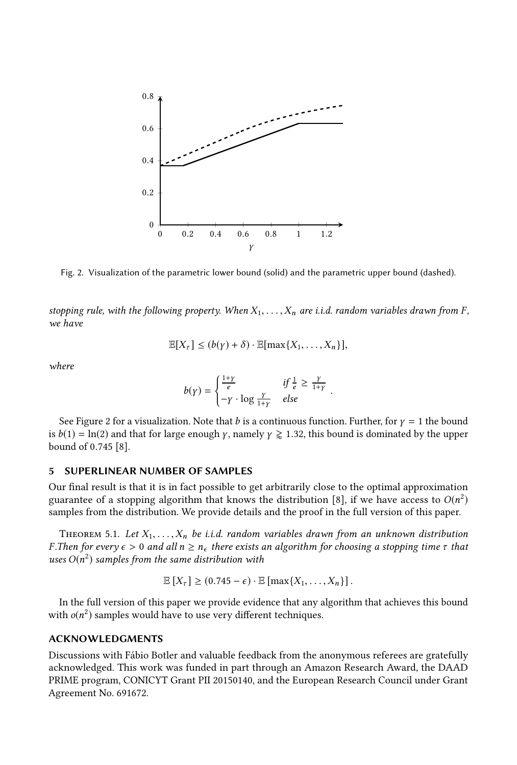Fig. 2. Visualization of the parametric lower bound (solid) and the parametric upper bound (dashed).

*stopping rule, with the following property. When $X_1, \ldots, X_n$ are i.i.d. random variables drawn from $F$, we have*

$$\mathbb{E}[X_\tau] \leq (b(\gamma) + \delta) \cdot \mathbb{E}[\max\{X_1, \ldots, X_n\}],$$

*where*

$$b(\gamma) = \begin{cases} \frac{1+\gamma}{e} & \text{if } \frac{1}{e} \geq \frac{\gamma}{1+\gamma} \\ -\gamma \cdot \log \frac{\gamma}{1+\gamma} & \text{else} \end{cases}.$$

See Figure 2 for a visualization. Note that $b$ is a continuous function. Further, for $\gamma = 1$ the bound is $b(1) = \ln(2)$ and that for large enough $\gamma$, namely $\gamma \gtrapprox 1.32$, this bound is dominated by the upper bound of 0.745 [8].

## 5 SUPERLINEAR NUMBER OF SAMPLES

Our final result is that it is in fact possible to get arbitrarily close to the optimal approximation guarantee of a stopping algorithm that knows the distribution [8], if we have access to $O(n^2)$ samples from the distribution. We provide details and the proof in the full version of this paper.

Theorem 5.1. *Let $X_1, \ldots, X_n$ be i.i.d. random variables drawn from an unknown distribution $F$.Then for every $\epsilon > 0$ and all $n \geq n_\epsilon$ there exists an algorithm for choosing a stopping time $\tau$ that uses $O(n^2)$ samples from the same distribution with*

$$\mathbb{E}[X_\tau] \geq (0.745 - \epsilon) \cdot \mathbb{E}[\max\{X_1, \ldots, X_n\}].$$

In the full version of this paper we provide evidence that any algorithm that achieves this bound with $o(n^2)$ samples would have to use very different techniques.

## ACKNOWLEDGMENTS

Discussions with Fábio Botler and valuable feedback from the anonymous referees are gratefully acknowledged. This work was funded in part through an Amazon Research Award, the DAAD PRIME program, CONICYT Grant PII 20150140, and the European Research Council under Grant Agreement No. 691672.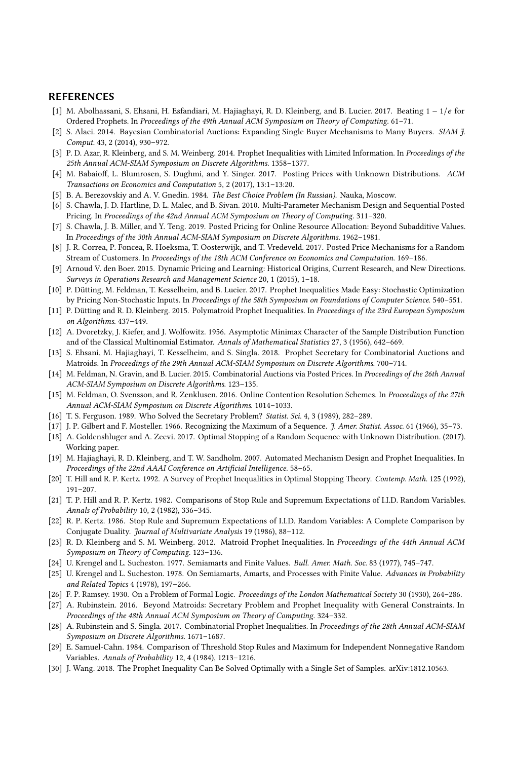## REFERENCES

[1] M. Abolhassani, S. Ehsani, H. Esfandiari, M. Hajiaghayi, R. D. Kleinberg, and B. Lucier. 2017. Beating $1 - 1/e$ for Ordered Prophets. In *Proceedings of the 49th Annual ACM Symposium on Theory of Computing*. 61–71.

[2] S. Alaei. 2014. Bayesian Combinatorial Auctions: Expanding Single Buyer Mechanisms to Many Buyers. *SIAM J. Comput.* 43, 2 (2014), 930–972.

[3] P. D. Azar, R. Kleinberg, and S. M. Weinberg. 2014. Prophet Inequalities with Limited Information. In *Proceedings of the 25th Annual ACM-SIAM Symposium on Discrete Algorithms*. 1358–1377.

[4] M. Babaioff, L. Blumrosen, S. Dughmi, and Y. Singer. 2017. Posting Prices with Unknown Distributions. *ACM Transactions on Economics and Computation* 5, 2 (2017), 13:1–13:20.

[5] B. A. Berezovskiy and A. V. Gnedin. 1984. *The Best Choice Problem (In Russian).* Nauka, Moscow.

[6] S. Chawla, J. D. Hartline, D. L. Malec, and B. Sivan. 2010. Multi-Parameter Mechanism Design and Sequential Posted Pricing. In *Proceedings of the 42nd Annual ACM Symposium on Theory of Computing*. 311–320.

[7] S. Chawla, J. B. Miller, and Y. Teng. 2019. Posted Pricing for Online Resource Allocation: Beyond Subadditive Values. In *Proceedings of the 30th Annual ACM-SIAM Symposium on Discrete Algorithms*. 1962–1981.

[8] J. R. Correa, P. Foncea, R. Hoeksma, T. Oosterwijk, and T. Vredeveld. 2017. Posted Price Mechanisms for a Random Stream of Customers. In *Proceedings of the 18th ACM Conference on Economics and Computation*. 169–186.

[9] Arnoud V. den Boer. 2015. Dynamic Pricing and Learning: Historical Origins, Current Research, and New Directions. *Surveys in Operations Research and Management Science* 20, 1 (2015), 1–18.

[10] P. Dütting, M. Feldman, T. Kesselheim, and B. Lucier. 2017. Prophet Inequalities Made Easy: Stochastic Optimization by Pricing Non-Stochastic Inputs. In *Proceedings of the 58th Symposium on Foundations of Computer Science*. 540–551.

[11] P. Dütting and R. D. Kleinberg. 2015. Polymatroid Prophet Inequalities. In *Proceedings of the 23rd European Symposium on Algorithms*. 437–449.

[12] A. Dvoretzky, J. Kiefer, and J. Wolfowitz. 1956. Asymptotic Minimax Character of the Sample Distribution Function and of the Classical Multinomial Estimator. *Annals of Mathematical Statistics* 27, 3 (1956), 642–669.

[13] S. Ehsani, M. Hajiaghayi, T. Kesselheim, and S. Singla. 2018. Prophet Secretary for Combinatorial Auctions and Matroids. In *Proceedings of the 29th Annual ACM-SIAM Symposium on Discrete Algorithms*. 700–714.

[14] M. Feldman, N. Gravin, and B. Lucier. 2015. Combinatorial Auctions via Posted Prices. In *Proceedings of the 26th Annual ACM-SIAM Symposium on Discrete Algorithms*. 123–135.

[15] M. Feldman, O. Svensson, and R. Zenklusen. 2016. Online Contention Resolution Schemes. In *Proceedings of the 27th Annual ACM-SIAM Symposium on Discrete Algorithms*. 1014–1033.

[16] T. S. Ferguson. 1989. Who Solved the Secretary Problem? *Statist. Sci.* 4, 3 (1989), 282–289.

[17] J. P. Gilbert and F. Mosteller. 1966. Recognizing the Maximum of a Sequence. *J. Amer. Statist. Assoc.* 61 (1966), 35–73.

[18] A. Goldenshluger and A. Zeevi. 2017. Optimal Stopping of a Random Sequence with Unknown Distribution. (2017). Working paper.

[19] M. Hajiaghayi, R. D. Kleinberg, and T. W. Sandholm. 2007. Automated Mechanism Design and Prophet Inequalities. In *Proceedings of the 22nd AAAI Conference on Artificial Intelligence*. 58–65.

[20] T. Hill and R. P. Kertz. 1992. A Survey of Prophet Inequalities in Optimal Stopping Theory. *Contemp. Math.* 125 (1992), 191–207.

[21] T. P. Hill and R. P. Kertz. 1982. Comparisons of Stop Rule and Supremum Expectations of I.I.D. Random Variables. *Annals of Probability* 10, 2 (1982), 336–345.

[22] R. P. Kertz. 1986. Stop Rule and Supremum Expectations of I.I.D. Random Variables: A Complete Comparison by Conjugate Duality. *Journal of Multivariate Analysis* 19 (1986), 88–112.

[23] R. D. Kleinberg and S. M. Weinberg. 2012. Matroid Prophet Inequalities. In *Proceedings of the 44th Annual ACM Symposium on Theory of Computing*. 123–136.

[24] U. Krengel and L. Sucheston. 1977. Semiamarts and Finite Values. *Bull. Amer. Math. Soc.* 83 (1977), 745–747.

[25] U. Krengel and L. Sucheston. 1978. On Semiamarts, Amarts, and Processes with Finite Value. *Advances in Probability and Related Topics* 4 (1978), 197–266.

[26] F. P. Ramsey. 1930. On a Problem of Formal Logic. *Proceedings of the London Mathematical Society* 30 (1930), 264–286.

[27] A. Rubinstein. 2016. Beyond Matroids: Secretary Problem and Prophet Inequality with General Constraints. In *Proceedings of the 48th Annual ACM Symposium on Theory of Computing*. 324–332.

[28] A. Rubinstein and S. Singla. 2017. Combinatorial Prophet Inequalities. In *Proceedings of the 28th Annual ACM-SIAM Symposium on Discrete Algorithms*. 1671–1687.

[29] E. Samuel-Cahn. 1984. Comparison of Threshold Stop Rules and Maximum for Independent Nonnegative Random Variables. *Annals of Probability* 12, 4 (1984), 1213–1216.

[30] J. Wang. 2018. The Prophet Inequality Can Be Solved Optimally with a Single Set of Samples. arXiv:1812.10563.